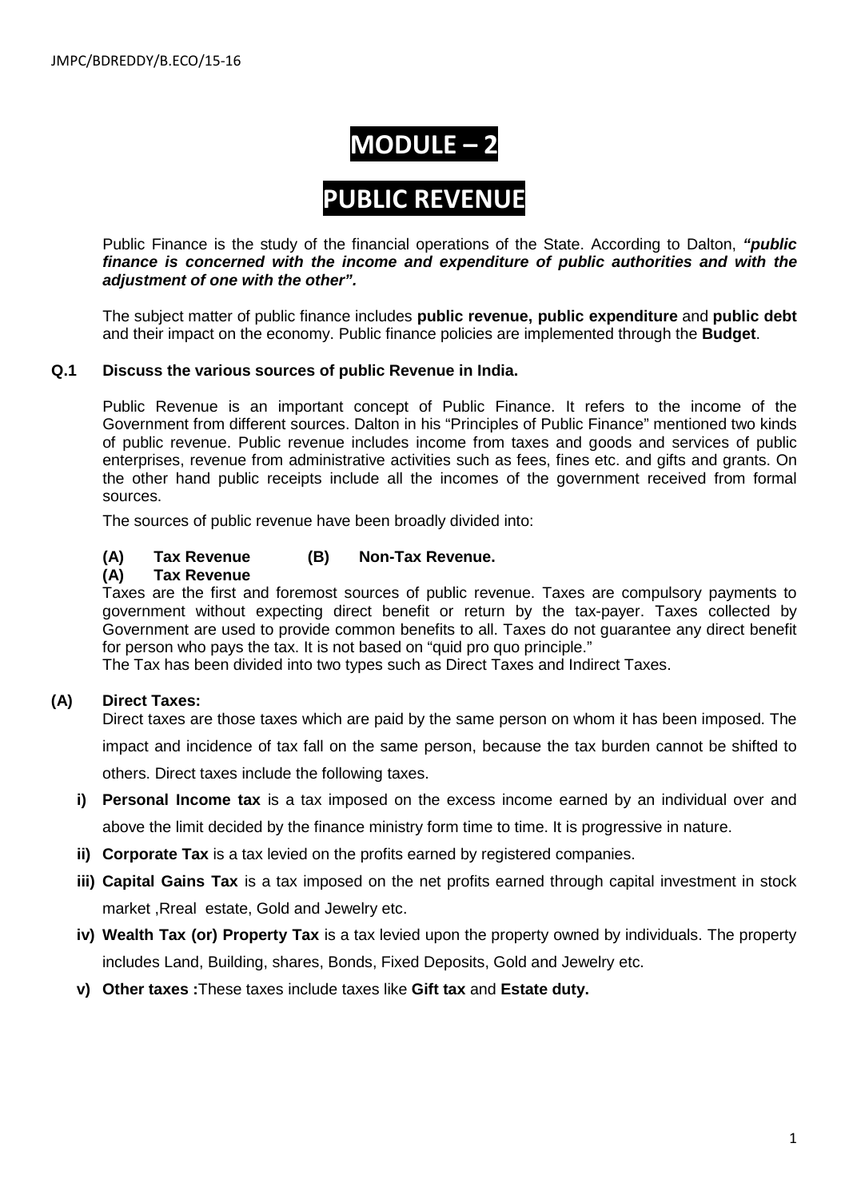# MODULE – 2

# PUBLIC REVENUE

Public Finance is the study of the financial operations of the State. According to Dalton, ***"public finance is concerned with the income and expenditure of public authorities and with the adjustment of one with the other".***

The subject matter of public finance includes **public revenue, public expenditure** and **public debt** and their impact on the economy. Public finance policies are implemented through the **Budget**.

### Q.1 Discuss the various sources of public Revenue in India.

Public Revenue is an important concept of Public Finance. It refers to the income of the Government from different sources. Dalton in his "Principles of Public Finance" mentioned two kinds of public revenue. Public revenue includes income from taxes and goods and services of public enterprises, revenue from administrative activities such as fees, fines etc. and gifts and grants. On the other hand public receipts include all the incomes of the government received from formal sources.

The sources of public revenue have been broadly divided into:

**(A) Tax Revenue (B) Non-Tax Revenue.**

**(A) Tax Revenue**

Taxes are the first and foremost sources of public revenue. Taxes are compulsory payments to government without expecting direct benefit or return by the tax-payer. Taxes collected by Government are used to provide common benefits to all. Taxes do not guarantee any direct benefit for person who pays the tax. It is not based on "quid pro quo principle."

The Tax has been divided into two types such as Direct Taxes and Indirect Taxes.

**(A) Direct Taxes:**

Direct taxes are those taxes which are paid by the same person on whom it has been imposed. The impact and incidence of tax fall on the same person, because the tax burden cannot be shifted to others. Direct taxes include the following taxes.

- **i) Personal Income tax** is a tax imposed on the excess income earned by an individual over and above the limit decided by the finance ministry form time to time. It is progressive in nature.
- **ii) Corporate Tax** is a tax levied on the profits earned by registered companies.
- **iii) Capital Gains Tax** is a tax imposed on the net profits earned through capital investment in stock market ,Rreal estate, Gold and Jewelry etc.
- **iv) Wealth Tax (or) Property Tax** is a tax levied upon the property owned by individuals. The property includes Land, Building, shares, Bonds, Fixed Deposits, Gold and Jewelry etc.
- **v) Other taxes :**These taxes include taxes like **Gift tax** and **Estate duty.**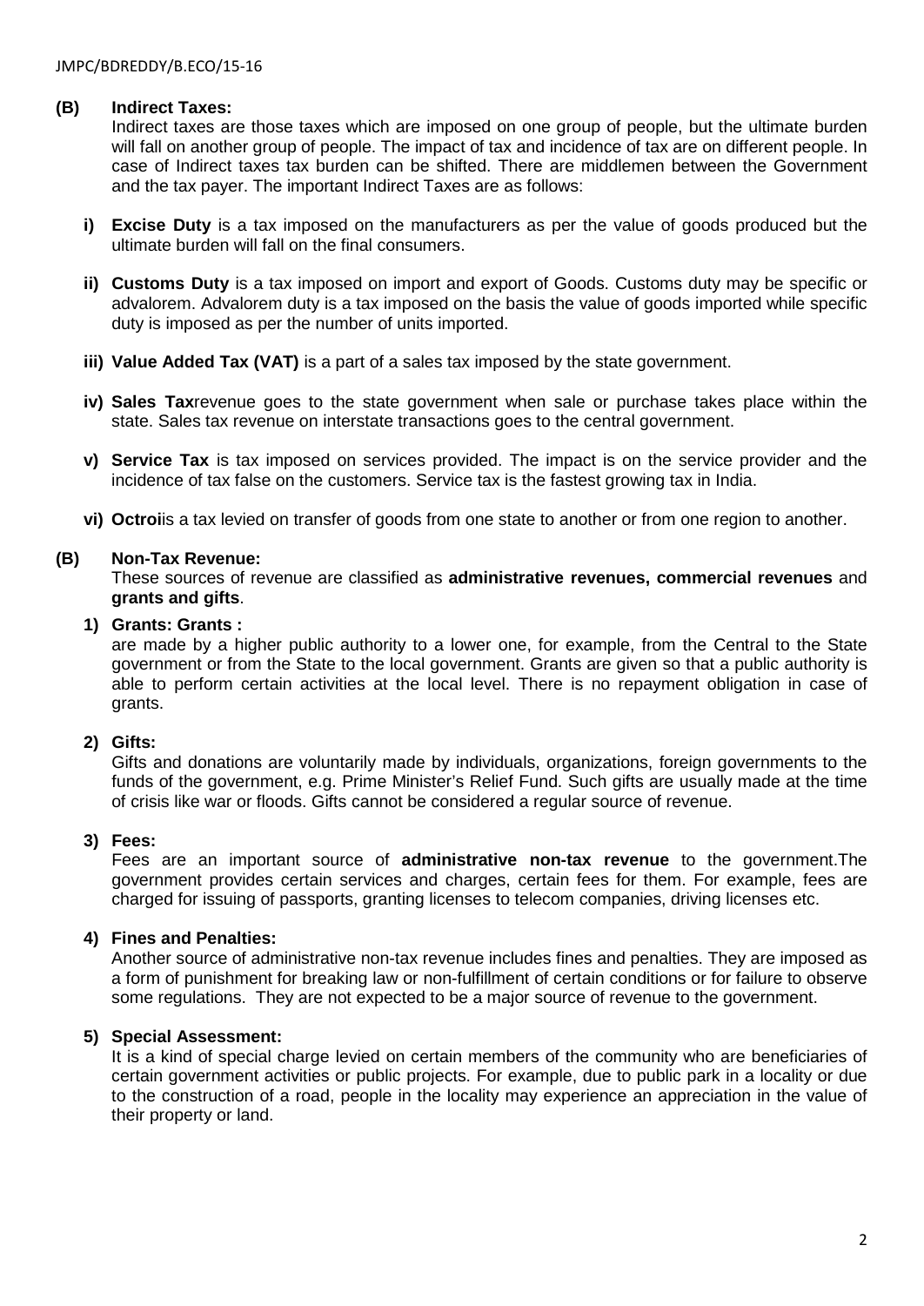## (B) Indirect Taxes:

Indirect taxes are those taxes which are imposed on one group of people, but the ultimate burden will fall on another group of people. The impact of tax and incidence of tax are on different people. In case of Indirect taxes tax burden can be shifted. There are middlemen between the Government and the tax payer. The important Indirect Taxes are as follows:

**i) Excise Duty** is a tax imposed on the manufacturers as per the value of goods produced but the ultimate burden will fall on the final consumers.

**ii) Customs Duty** is a tax imposed on import and export of Goods. Customs duty may be specific or advalorem. Advalorem duty is a tax imposed on the basis the value of goods imported while specific duty is imposed as per the number of units imported.

**iii) Value Added Tax (VAT)** is a part of a sales tax imposed by the state government.

**iv) Sales Tax**revenue goes to the state government when sale or purchase takes place within the state. Sales tax revenue on interstate transactions goes to the central government.

**v) Service Tax** is tax imposed on services provided. The impact is on the service provider and the incidence of tax false on the customers. Service tax is the fastest growing tax in India.

**vi) Octroi**is a tax levied on transfer of goods from one state to another or from one region to another.

## (B) Non-Tax Revenue:

These sources of revenue are classified as **administrative revenues, commercial revenues** and **grants and gifts**.

### 1) Grants: Grants :

are made by a higher public authority to a lower one, for example, from the Central to the State government or from the State to the local government. Grants are given so that a public authority is able to perform certain activities at the local level. There is no repayment obligation in case of grants.

### 2) Gifts:

Gifts and donations are voluntarily made by individuals, organizations, foreign governments to the funds of the government, e.g. Prime Minister's Relief Fund. Such gifts are usually made at the time of crisis like war or floods. Gifts cannot be considered a regular source of revenue.

### 3) Fees:

Fees are an important source of **administrative non-tax revenue** to the government.The government provides certain services and charges, certain fees for them. For example, fees are charged for issuing of passports, granting licenses to telecom companies, driving licenses etc.

### 4) Fines and Penalties:

Another source of administrative non-tax revenue includes fines and penalties. They are imposed as a form of punishment for breaking law or non-fulfillment of certain conditions or for failure to observe some regulations. They are not expected to be a major source of revenue to the government.

### 5) Special Assessment:

It is a kind of special charge levied on certain members of the community who are beneficiaries of certain government activities or public projects. For example, due to public park in a locality or due to the construction of a road, people in the locality may experience an appreciation in the value of their property or land.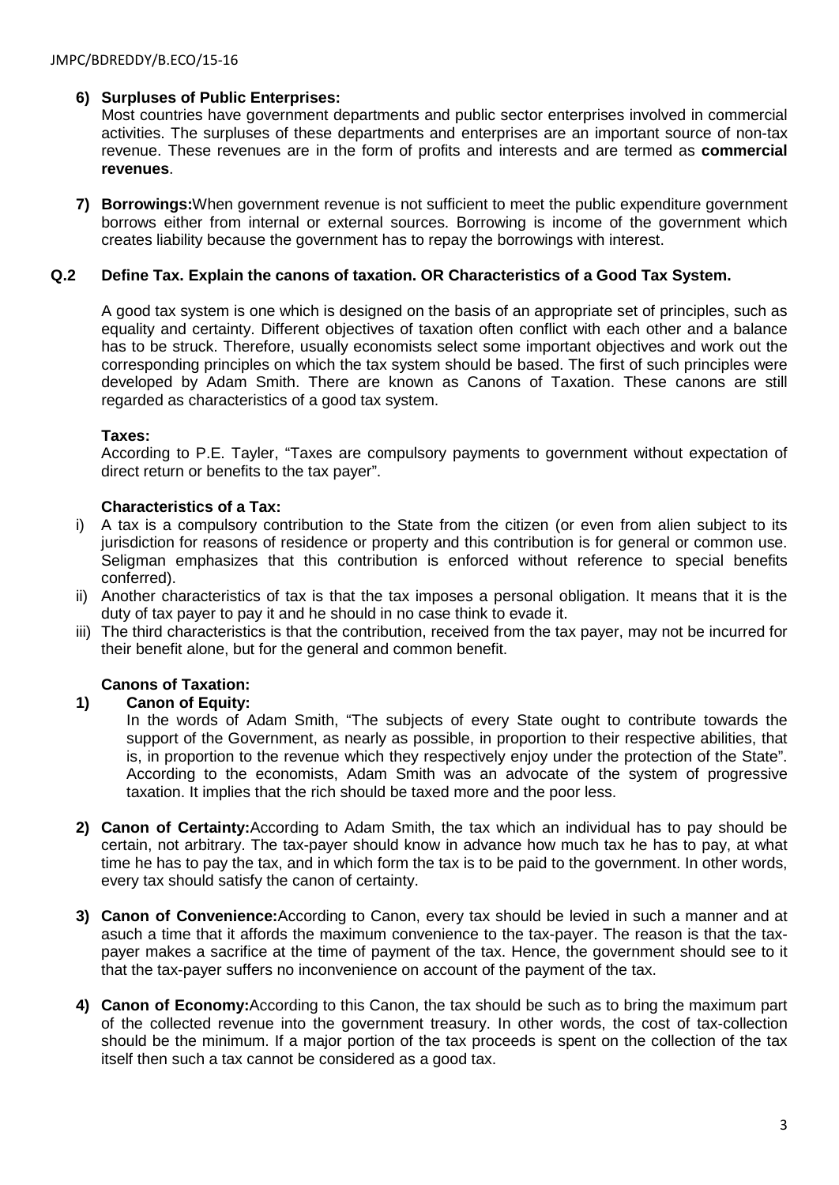6) **Surpluses of Public Enterprises:**
Most countries have government departments and public sector enterprises involved in commercial activities. The surpluses of these departments and enterprises are an important source of non-tax revenue. These revenues are in the form of profits and interests and are termed as **commercial revenues**.

7) **Borrowings:**When government revenue is not sufficient to meet the public expenditure government borrows either from internal or external sources. Borrowing is income of the government which creates liability because the government has to repay the borrowings with interest.

## Q.2 Define Tax. Explain the canons of taxation. OR Characteristics of a Good Tax System.

A good tax system is one which is designed on the basis of an appropriate set of principles, such as equality and certainty. Different objectives of taxation often conflict with each other and a balance has to be struck. Therefore, usually economists select some important objectives and work out the corresponding principles on which the tax system should be based. The first of such principles were developed by Adam Smith. There are known as Canons of Taxation. These canons are still regarded as characteristics of a good tax system.

**Taxes:**
According to P.E. Tayler, "Taxes are compulsory payments to government without expectation of direct return or benefits to the tax payer".

**Characteristics of a Tax:**

i) A tax is a compulsory contribution to the State from the citizen (or even from alien subject to its jurisdiction for reasons of residence or property and this contribution is for general or common use. Seligman emphasizes that this contribution is enforced without reference to special benefits conferred).
ii) Another characteristics of tax is that the tax imposes a personal obligation. It means that it is the duty of tax payer to pay it and he should in no case think to evade it.
iii) The third characteristics is that the contribution, received from the tax payer, may not be incurred for their benefit alone, but for the general and common benefit.

**Canons of Taxation:**

1) **Canon of Equity:**
In the words of Adam Smith, "The subjects of every State ought to contribute towards the support of the Government, as nearly as possible, in proportion to their respective abilities, that is, in proportion to the revenue which they respectively enjoy under the protection of the State". According to the economists, Adam Smith was an advocate of the system of progressive taxation. It implies that the rich should be taxed more and the poor less.

2) **Canon of Certainty:**According to Adam Smith, the tax which an individual has to pay should be certain, not arbitrary. The tax-payer should know in advance how much tax he has to pay, at what time he has to pay the tax, and in which form the tax is to be paid to the government. In other words, every tax should satisfy the canon of certainty.

3) **Canon of Convenience:**According to Canon, every tax should be levied in such a manner and at asuch a time that it affords the maximum convenience to the tax-payer. The reason is that the tax-payer makes a sacrifice at the time of payment of the tax. Hence, the government should see to it that the tax-payer suffers no inconvenience on account of the payment of the tax.

4) **Canon of Economy:**According to this Canon, the tax should be such as to bring the maximum part of the collected revenue into the government treasury. In other words, the cost of tax-collection should be the minimum. If a major portion of the tax proceeds is spent on the collection of the tax itself then such a tax cannot be considered as a good tax.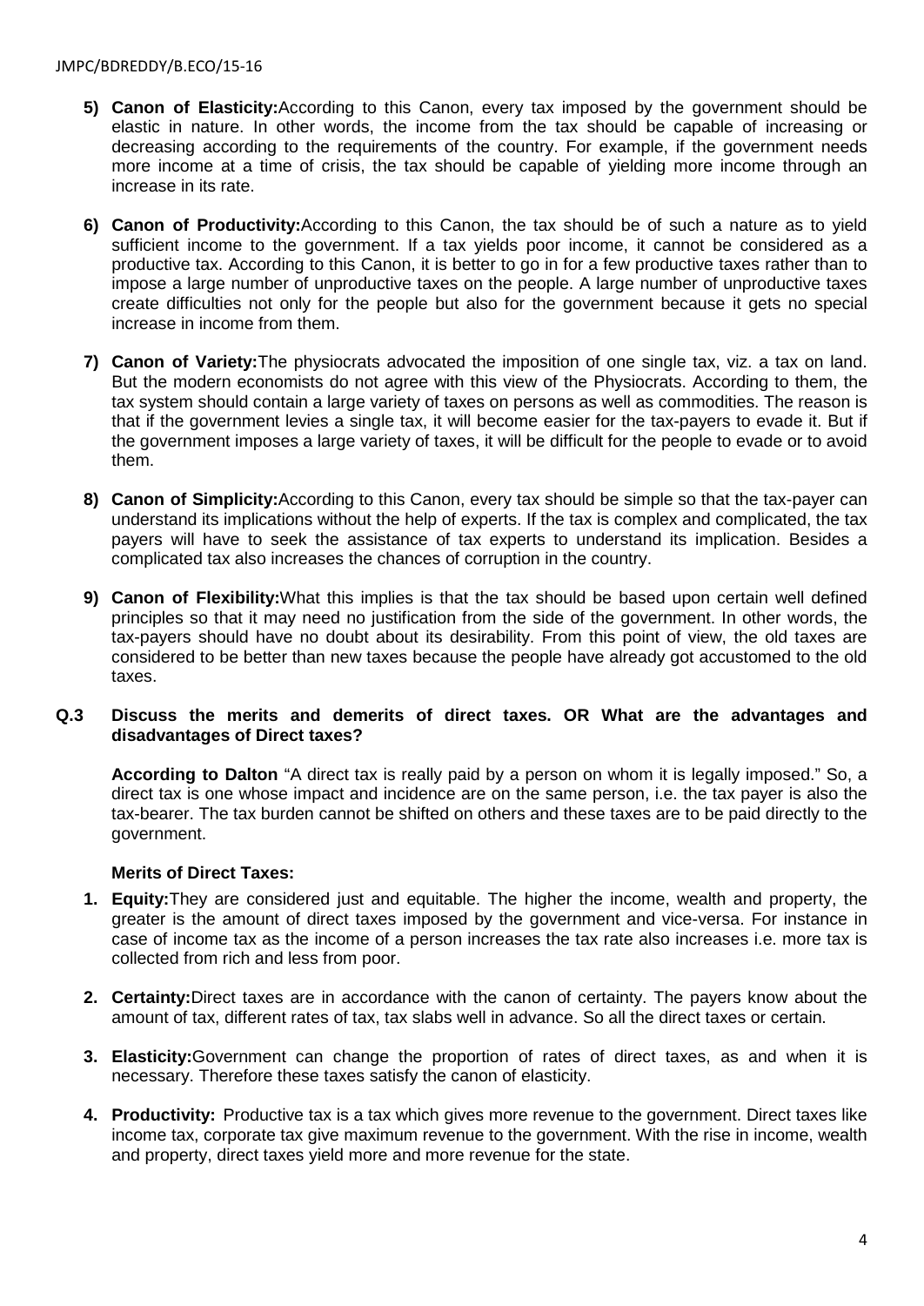5) **Canon of Elasticity:** According to this Canon, every tax imposed by the government should be elastic in nature. In other words, the income from the tax should be capable of increasing or decreasing according to the requirements of the country. For example, if the government needs more income at a time of crisis, the tax should be capable of yielding more income through an increase in its rate.

6) **Canon of Productivity:** According to this Canon, the tax should be of such a nature as to yield sufficient income to the government. If a tax yields poor income, it cannot be considered as a productive tax. According to this Canon, it is better to go in for a few productive taxes rather than to impose a large number of unproductive taxes on the people. A large number of unproductive taxes create difficulties not only for the people but also for the government because it gets no special increase in income from them.

7) **Canon of Variety:** The physiocrats advocated the imposition of one single tax, viz. a tax on land. But the modern economists do not agree with this view of the Physiocrats. According to them, the tax system should contain a large variety of taxes on persons as well as commodities. The reason is that if the government levies a single tax, it will become easier for the tax-payers to evade it. But if the government imposes a large variety of taxes, it will be difficult for the people to evade or to avoid them.

8) **Canon of Simplicity:** According to this Canon, every tax should be simple so that the tax-payer can understand its implications without the help of experts. If the tax is complex and complicated, the tax payers will have to seek the assistance of tax experts to understand its implication. Besides a complicated tax also increases the chances of corruption in the country.

9) **Canon of Flexibility:** What this implies is that the tax should be based upon certain well defined principles so that it may need no justification from the side of the government. In other words, the tax-payers should have no doubt about its desirability. From this point of view, the old taxes are considered to be better than new taxes because the people have already got accustomed to the old taxes.

### Q.3 Discuss the merits and demerits of direct taxes. OR What are the advantages and disadvantages of Direct taxes?

**According to Dalton** "A direct tax is really paid by a person on whom it is legally imposed." So, a direct tax is one whose impact and incidence are on the same person, i.e. the tax payer is also the tax-bearer. The tax burden cannot be shifted on others and these taxes are to be paid directly to the government.

**Merits of Direct Taxes:**

1. **Equity:** They are considered just and equitable. The higher the income, wealth and property, the greater is the amount of direct taxes imposed by the government and vice-versa. For instance in case of income tax as the income of a person increases the tax rate also increases i.e. more tax is collected from rich and less from poor.

2. **Certainty:** Direct taxes are in accordance with the canon of certainty. The payers know about the amount of tax, different rates of tax, tax slabs well in advance. So all the direct taxes or certain.

3. **Elasticity:** Government can change the proportion of rates of direct taxes, as and when it is necessary. Therefore these taxes satisfy the canon of elasticity.

4. **Productivity:** Productive tax is a tax which gives more revenue to the government. Direct taxes like income tax, corporate tax give maximum revenue to the government. With the rise in income, wealth and property, direct taxes yield more and more revenue for the state.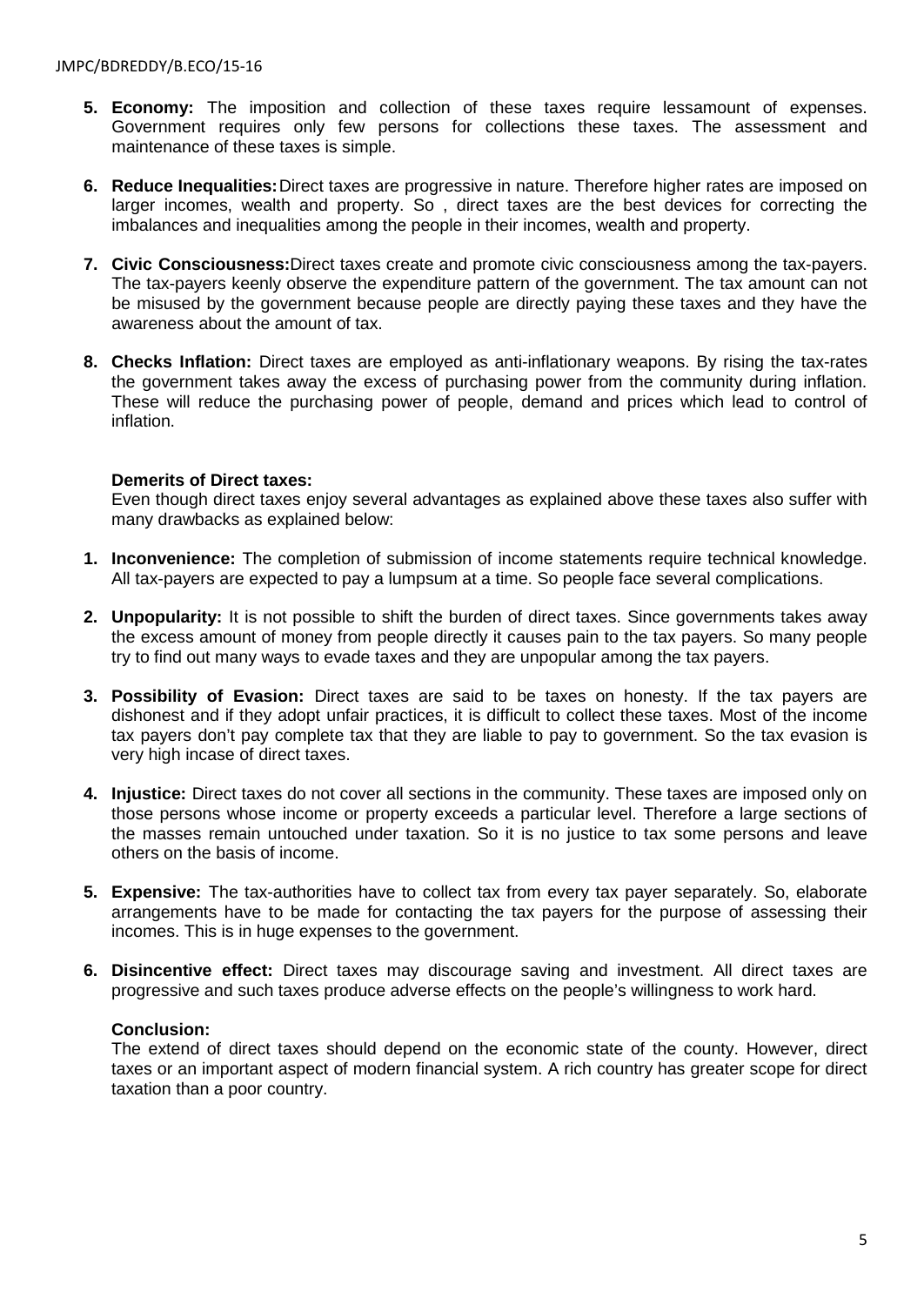5. **Economy:** The imposition and collection of these taxes require lessamount of expenses. Government requires only few persons for collections these taxes. The assessment and maintenance of these taxes is simple.

6. **Reduce Inequalities:** Direct taxes are progressive in nature. Therefore higher rates are imposed on larger incomes, wealth and property. So , direct taxes are the best devices for correcting the imbalances and inequalities among the people in their incomes, wealth and property.

7. **Civic Consciousness:** Direct taxes create and promote civic consciousness among the tax-payers. The tax-payers keenly observe the expenditure pattern of the government. The tax amount can not be misused by the government because people are directly paying these taxes and they have the awareness about the amount of tax.

8. **Checks Inflation:** Direct taxes are employed as anti-inflationary weapons. By rising the tax-rates the government takes away the excess of purchasing power from the community during inflation. These will reduce the purchasing power of people, demand and prices which lead to control of inflation.

**Demerits of Direct taxes:**

Even though direct taxes enjoy several advantages as explained above these taxes also suffer with many drawbacks as explained below:

1. **Inconvenience:** The completion of submission of income statements require technical knowledge. All tax-payers are expected to pay a lumpsum at a time. So people face several complications.

2. **Unpopularity:** It is not possible to shift the burden of direct taxes. Since governments takes away the excess amount of money from people directly it causes pain to the tax payers. So many people try to find out many ways to evade taxes and they are unpopular among the tax payers.

3. **Possibility of Evasion:** Direct taxes are said to be taxes on honesty. If the tax payers are dishonest and if they adopt unfair practices, it is difficult to collect these taxes. Most of the income tax payers don't pay complete tax that they are liable to pay to government. So the tax evasion is very high incase of direct taxes.

4. **Injustice:** Direct taxes do not cover all sections in the community. These taxes are imposed only on those persons whose income or property exceeds a particular level. Therefore a large sections of the masses remain untouched under taxation. So it is no justice to tax some persons and leave others on the basis of income.

5. **Expensive:** The tax-authorities have to collect tax from every tax payer separately. So, elaborate arrangements have to be made for contacting the tax payers for the purpose of assessing their incomes. This is in huge expenses to the government.

6. **Disincentive effect:** Direct taxes may discourage saving and investment. All direct taxes are progressive and such taxes produce adverse effects on the people's willingness to work hard.

**Conclusion:**

The extend of direct taxes should depend on the economic state of the county. However, direct taxes or an important aspect of modern financial system. A rich country has greater scope for direct taxation than a poor country.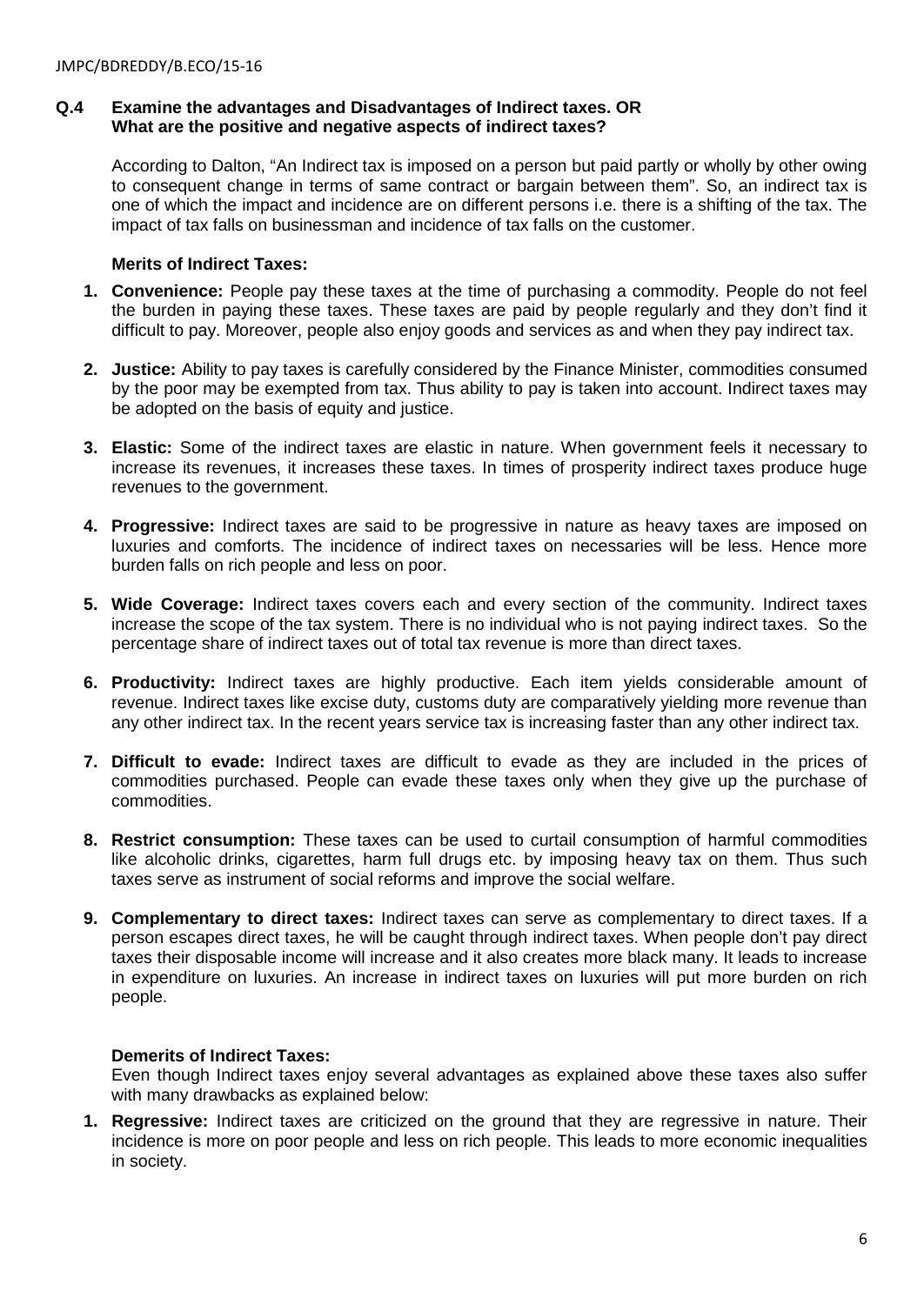**Q.4 Examine the advantages and Disadvantages of Indirect taxes. OR What are the positive and negative aspects of indirect taxes?**

According to Dalton, "An Indirect tax is imposed on a person but paid partly or wholly by other owing to consequent change in terms of same contract or bargain between them". So, an indirect tax is one of which the impact and incidence are on different persons i.e. there is a shifting of the tax. The impact of tax falls on businessman and incidence of tax falls on the customer.

**Merits of Indirect Taxes:**

1. **Convenience:** People pay these taxes at the time of purchasing a commodity. People do not feel the burden in paying these taxes. These taxes are paid by people regularly and they don't find it difficult to pay. Moreover, people also enjoy goods and services as and when they pay indirect tax.

2. **Justice:** Ability to pay taxes is carefully considered by the Finance Minister, commodities consumed by the poor may be exempted from tax. Thus ability to pay is taken into account. Indirect taxes may be adopted on the basis of equity and justice.

3. **Elastic:** Some of the indirect taxes are elastic in nature. When government feels it necessary to increase its revenues, it increases these taxes. In times of prosperity indirect taxes produce huge revenues to the government.

4. **Progressive:** Indirect taxes are said to be progressive in nature as heavy taxes are imposed on luxuries and comforts. The incidence of indirect taxes on necessaries will be less. Hence more burden falls on rich people and less on poor.

5. **Wide Coverage:** Indirect taxes covers each and every section of the community. Indirect taxes increase the scope of the tax system. There is no individual who is not paying indirect taxes. So the percentage share of indirect taxes out of total tax revenue is more than direct taxes.

6. **Productivity:** Indirect taxes are highly productive. Each item yields considerable amount of revenue. Indirect taxes like excise duty, customs duty are comparatively yielding more revenue than any other indirect tax. In the recent years service tax is increasing faster than any other indirect tax.

7. **Difficult to evade:** Indirect taxes are difficult to evade as they are included in the prices of commodities purchased. People can evade these taxes only when they give up the purchase of commodities.

8. **Restrict consumption:** These taxes can be used to curtail consumption of harmful commodities like alcoholic drinks, cigarettes, harm full drugs etc. by imposing heavy tax on them. Thus such taxes serve as instrument of social reforms and improve the social welfare.

9. **Complementary to direct taxes:** Indirect taxes can serve as complementary to direct taxes. If a person escapes direct taxes, he will be caught through indirect taxes. When people don't pay direct taxes their disposable income will increase and it also creates more black many. It leads to increase in expenditure on luxuries. An increase in indirect taxes on luxuries will put more burden on rich people.

**Demerits of Indirect Taxes:**

Even though Indirect taxes enjoy several advantages as explained above these taxes also suffer with many drawbacks as explained below:

1. **Regressive:** Indirect taxes are criticized on the ground that they are regressive in nature. Their incidence is more on poor people and less on rich people. This leads to more economic inequalities in society.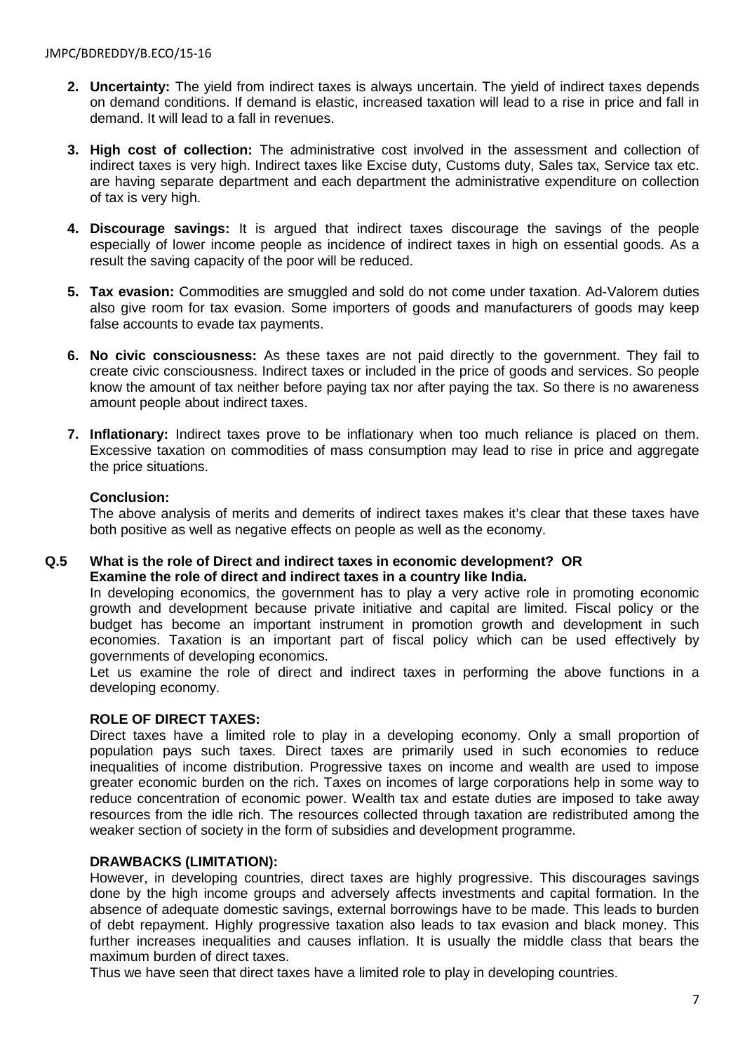2. **Uncertainty:** The yield from indirect taxes is always uncertain. The yield of indirect taxes depends on demand conditions. If demand is elastic, increased taxation will lead to a rise in price and fall in demand. It will lead to a fall in revenues.

3. **High cost of collection:** The administrative cost involved in the assessment and collection of indirect taxes is very high. Indirect taxes like Excise duty, Customs duty, Sales tax, Service tax etc. are having separate department and each department the administrative expenditure on collection of tax is very high.

4. **Discourage savings:** It is argued that indirect taxes discourage the savings of the people especially of lower income people as incidence of indirect taxes in high on essential goods. As a result the saving capacity of the poor will be reduced.

5. **Tax evasion:** Commodities are smuggled and sold do not come under taxation. Ad-Valorem duties also give room for tax evasion. Some importers of goods and manufacturers of goods may keep false accounts to evade tax payments.

6. **No civic consciousness:** As these taxes are not paid directly to the government. They fail to create civic consciousness. Indirect taxes or included in the price of goods and services. So people know the amount of tax neither before paying tax nor after paying the tax. So there is no awareness amount people about indirect taxes.

7. **Inflationary:** Indirect taxes prove to be inflationary when too much reliance is placed on them. Excessive taxation on commodities of mass consumption may lead to rise in price and aggregate the price situations.

**Conclusion:**

The above analysis of merits and demerits of indirect taxes makes it's clear that these taxes have both positive as well as negative effects on people as well as the economy.

**Q.5 What is the role of Direct and indirect taxes in economic development? OR Examine the role of direct and indirect taxes in a country like India.**

In developing economics, the government has to play a very active role in promoting economic growth and development because private initiative and capital are limited. Fiscal policy or the budget has become an important instrument in promotion growth and development in such economies. Taxation is an important part of fiscal policy which can be used effectively by governments of developing economics.

Let us examine the role of direct and indirect taxes in performing the above functions in a developing economy.

**ROLE OF DIRECT TAXES:**

Direct taxes have a limited role to play in a developing economy. Only a small proportion of population pays such taxes. Direct taxes are primarily used in such economies to reduce inequalities of income distribution. Progressive taxes on income and wealth are used to impose greater economic burden on the rich. Taxes on incomes of large corporations help in some way to reduce concentration of economic power. Wealth tax and estate duties are imposed to take away resources from the idle rich. The resources collected through taxation are redistributed among the weaker section of society in the form of subsidies and development programme.

**DRAWBACKS (LIMITATION):**

However, in developing countries, direct taxes are highly progressive. This discourages savings done by the high income groups and adversely affects investments and capital formation. In the absence of adequate domestic savings, external borrowings have to be made. This leads to burden of debt repayment. Highly progressive taxation also leads to tax evasion and black money. This further increases inequalities and causes inflation. It is usually the middle class that bears the maximum burden of direct taxes.

Thus we have seen that direct taxes have a limited role to play in developing countries.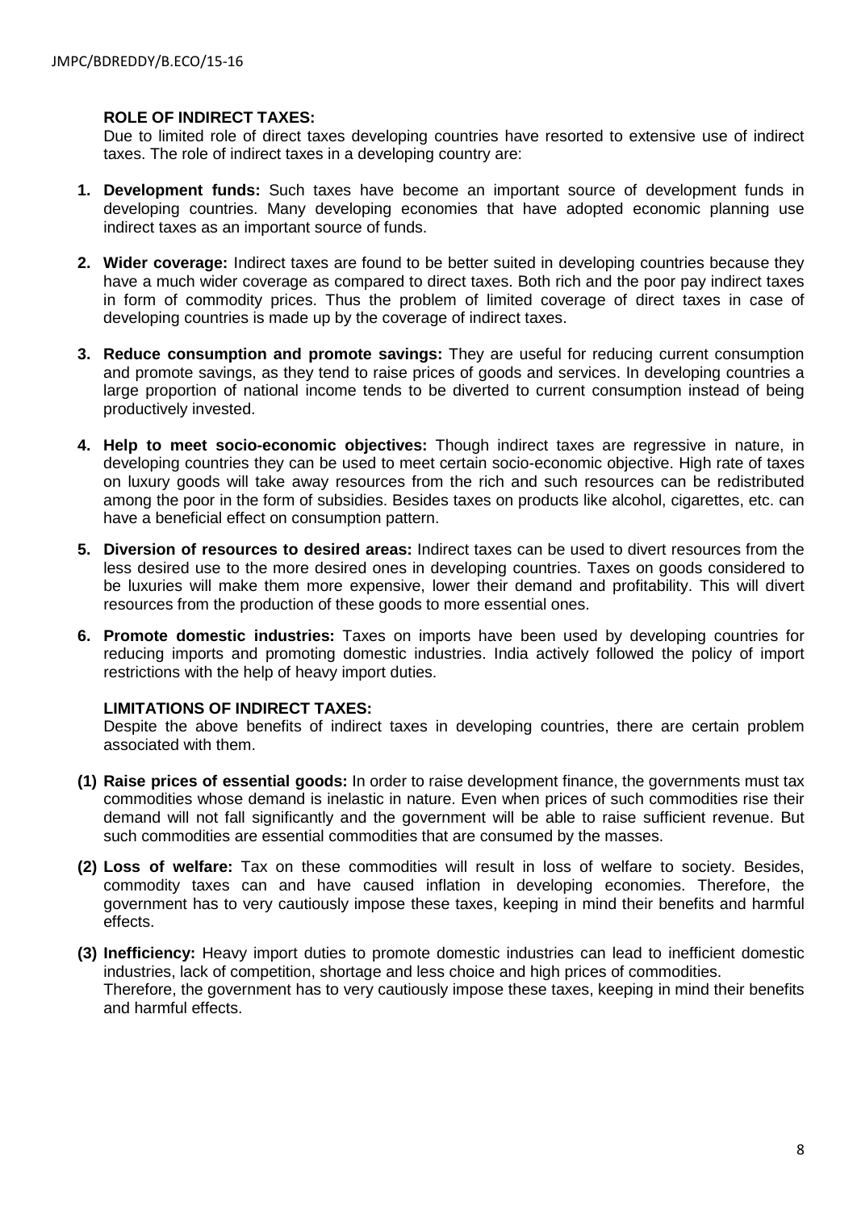**ROLE OF INDIRECT TAXES:**

Due to limited role of direct taxes developing countries have resorted to extensive use of indirect taxes. The role of indirect taxes in a developing country are:

1. **Development funds:** Such taxes have become an important source of development funds in developing countries. Many developing economies that have adopted economic planning use indirect taxes as an important source of funds.

2. **Wider coverage:** Indirect taxes are found to be better suited in developing countries because they have a much wider coverage as compared to direct taxes. Both rich and the poor pay indirect taxes in form of commodity prices. Thus the problem of limited coverage of direct taxes in case of developing countries is made up by the coverage of indirect taxes.

3. **Reduce consumption and promote savings:** They are useful for reducing current consumption and promote savings, as they tend to raise prices of goods and services. In developing countries a large proportion of national income tends to be diverted to current consumption instead of being productively invested.

4. **Help to meet socio-economic objectives:** Though indirect taxes are regressive in nature, in developing countries they can be used to meet certain socio-economic objective. High rate of taxes on luxury goods will take away resources from the rich and such resources can be redistributed among the poor in the form of subsidies. Besides taxes on products like alcohol, cigarettes, etc. can have a beneficial effect on consumption pattern.

5. **Diversion of resources to desired areas:** Indirect taxes can be used to divert resources from the less desired use to the more desired ones in developing countries. Taxes on goods considered to be luxuries will make them more expensive, lower their demand and profitability. This will divert resources from the production of these goods to more essential ones.

6. **Promote domestic industries:** Taxes on imports have been used by developing countries for reducing imports and promoting domestic industries. India actively followed the policy of import restrictions with the help of heavy import duties.

**LIMITATIONS OF INDIRECT TAXES:**

Despite the above benefits of indirect taxes in developing countries, there are certain problem associated with them.

(1) **Raise prices of essential goods:** In order to raise development finance, the governments must tax commodities whose demand is inelastic in nature. Even when prices of such commodities rise their demand will not fall significantly and the government will be able to raise sufficient revenue. But such commodities are essential commodities that are consumed by the masses.

(2) **Loss of welfare:** Tax on these commodities will result in loss of welfare to society. Besides, commodity taxes can and have caused inflation in developing economies. Therefore, the government has to very cautiously impose these taxes, keeping in mind their benefits and harmful effects.

(3) **Inefficiency:** Heavy import duties to promote domestic industries can lead to inefficient domestic industries, lack of competition, shortage and less choice and high prices of commodities.
Therefore, the government has to very cautiously impose these taxes, keeping in mind their benefits and harmful effects.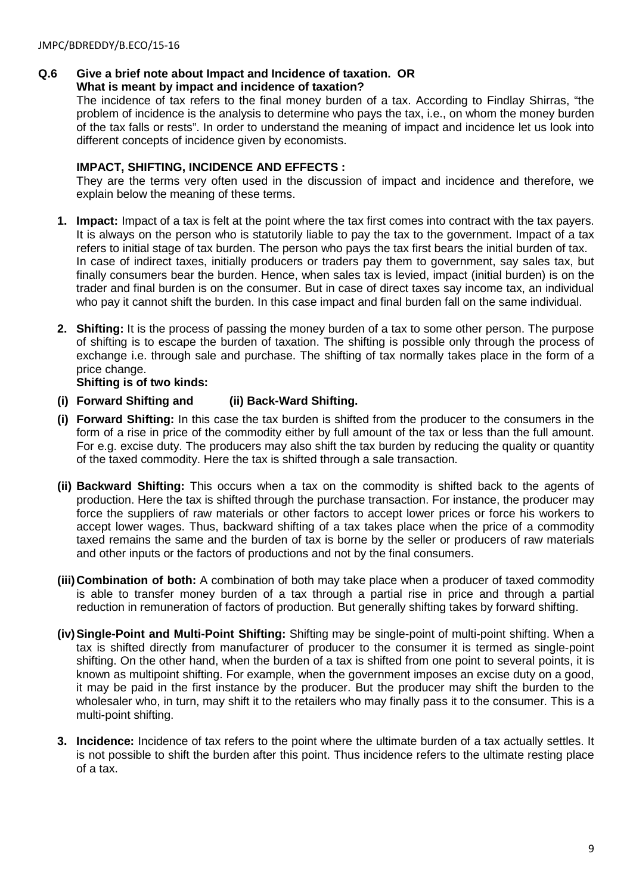**Q.6 Give a brief note about Impact and Incidence of taxation. OR**
**What is meant by impact and incidence of taxation?**

The incidence of tax refers to the final money burden of a tax. According to Findlay Shirras, "the problem of incidence is the analysis to determine who pays the tax, i.e., on whom the money burden of the tax falls or rests". In order to understand the meaning of impact and incidence let us look into different concepts of incidence given by economists.

**IMPACT, SHIFTING, INCIDENCE AND EFFECTS :**

They are the terms very often used in the discussion of impact and incidence and therefore, we explain below the meaning of these terms.

1. **Impact:** Impact of a tax is felt at the point where the tax first comes into contract with the tax payers. It is always on the person who is statutorily liable to pay the tax to the government. Impact of a tax refers to initial stage of tax burden. The person who pays the tax first bears the initial burden of tax.
   In case of indirect taxes, initially producers or traders pay them to government, say sales tax, but finally consumers bear the burden. Hence, when sales tax is levied, impact (initial burden) is on the trader and final burden is on the consumer. But in case of direct taxes say income tax, an individual who pay it cannot shift the burden. In this case impact and final burden fall on the same individual.

2. **Shifting:** It is the process of passing the money burden of a tax to some other person. The purpose of shifting is to escape the burden of taxation. The shifting is possible only through the process of exchange i.e. through sale and purchase. The shifting of tax normally takes place in the form of a price change.
   **Shifting is of two kinds:**

**(i) Forward Shifting and (ii) Back-Ward Shifting.**

**(i) Forward Shifting:** In this case the tax burden is shifted from the producer to the consumers in the form of a rise in price of the commodity either by full amount of the tax or less than the full amount. For e.g. excise duty. The producers may also shift the tax burden by reducing the quality or quantity of the taxed commodity. Here the tax is shifted through a sale transaction.

**(ii) Backward Shifting:** This occurs when a tax on the commodity is shifted back to the agents of production. Here the tax is shifted through the purchase transaction. For instance, the producer may force the suppliers of raw materials or other factors to accept lower prices or force his workers to accept lower wages. Thus, backward shifting of a tax takes place when the price of a commodity taxed remains the same and the burden of tax is borne by the seller or producers of raw materials and other inputs or the factors of productions and not by the final consumers.

**(iii) Combination of both:** A combination of both may take place when a producer of taxed commodity is able to transfer money burden of a tax through a partial rise in price and through a partial reduction in remuneration of factors of production. But generally shifting takes by forward shifting.

**(iv) Single-Point and Multi-Point Shifting:** Shifting may be single-point of multi-point shifting. When a tax is shifted directly from manufacturer of producer to the consumer it is termed as single-point shifting. On the other hand, when the burden of a tax is shifted from one point to several points, it is known as multipoint shifting. For example, when the government imposes an excise duty on a good, it may be paid in the first instance by the producer. But the producer may shift the burden to the wholesaler who, in turn, may shift it to the retailers who may finally pass it to the consumer. This is a multi-point shifting.

3. **Incidence:** Incidence of tax refers to the point where the ultimate burden of a tax actually settles. It is not possible to shift the burden after this point. Thus incidence refers to the ultimate resting place of a tax.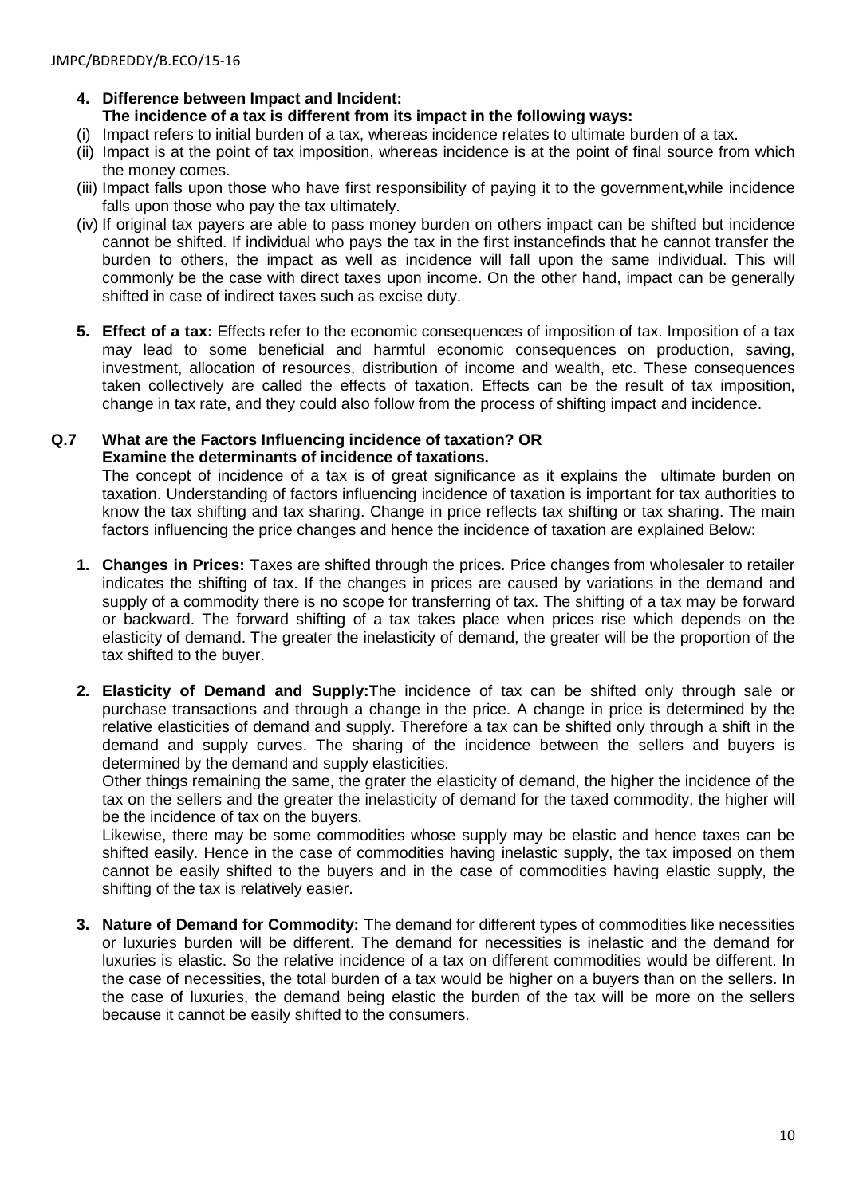4. **Difference between Impact and Incident:**
   **The incidence of a tax is different from its impact in the following ways:**

(i) Impact refers to initial burden of a tax, whereas incidence relates to ultimate burden of a tax.
(ii) Impact is at the point of tax imposition, whereas incidence is at the point of final source from which the money comes.
(iii) Impact falls upon those who have first responsibility of paying it to the government,while incidence falls upon those who pay the tax ultimately.
(iv) If original tax payers are able to pass money burden on others impact can be shifted but incidence cannot be shifted. If individual who pays the tax in the first instancefinds that he cannot transfer the burden to others, the impact as well as incidence will fall upon the same individual. This will commonly be the case with direct taxes upon income. On the other hand, impact can be generally shifted in case of indirect taxes such as excise duty.

5. **Effect of a tax:** Effects refer to the economic consequences of imposition of tax. Imposition of a tax may lead to some beneficial and harmful economic consequences on production, saving, investment, allocation of resources, distribution of income and wealth, etc. These consequences taken collectively are called the effects of taxation. Effects can be the result of tax imposition, change in tax rate, and they could also follow from the process of shifting impact and incidence.

**Q.7 What are the Factors Influencing incidence of taxation? OR Examine the determinants of incidence of taxations.**

The concept of incidence of a tax is of great significance as it explains the ultimate burden on taxation. Understanding of factors influencing incidence of taxation is important for tax authorities to know the tax shifting and tax sharing. Change in price reflects tax shifting or tax sharing. The main factors influencing the price changes and hence the incidence of taxation are explained Below:

1. **Changes in Prices:** Taxes are shifted through the prices. Price changes from wholesaler to retailer indicates the shifting of tax. If the changes in prices are caused by variations in the demand and supply of a commodity there is no scope for transferring of tax. The shifting of a tax may be forward or backward. The forward shifting of a tax takes place when prices rise which depends on the elasticity of demand. The greater the inelasticity of demand, the greater will be the proportion of the tax shifted to the buyer.

2. **Elasticity of Demand and Supply:**The incidence of tax can be shifted only through sale or purchase transactions and through a change in the price. A change in price is determined by the relative elasticities of demand and supply. Therefore a tax can be shifted only through a shift in the demand and supply curves. The sharing of the incidence between the sellers and buyers is determined by the demand and supply elasticities.

   Other things remaining the same, the grater the elasticity of demand, the higher the incidence of the tax on the sellers and the greater the inelasticity of demand for the taxed commodity, the higher will be the incidence of tax on the buyers.

   Likewise, there may be some commodities whose supply may be elastic and hence taxes can be shifted easily. Hence in the case of commodities having inelastic supply, the tax imposed on them cannot be easily shifted to the buyers and in the case of commodities having elastic supply, the shifting of the tax is relatively easier.

3. **Nature of Demand for Commodity:** The demand for different types of commodities like necessities or luxuries burden will be different. The demand for necessities is inelastic and the demand for luxuries is elastic. So the relative incidence of a tax on different commodities would be different. In the case of necessities, the total burden of a tax would be higher on a buyers than on the sellers. In the case of luxuries, the demand being elastic the burden of the tax will be more on the sellers because it cannot be easily shifted to the consumers.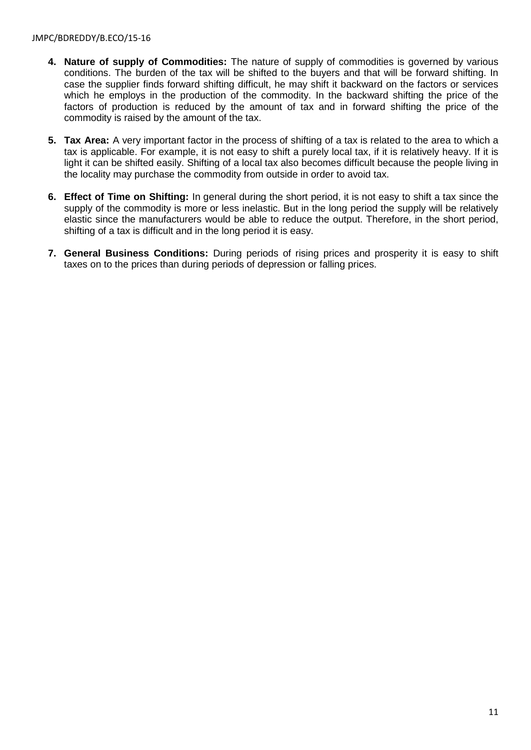4. **Nature of supply of Commodities:** The nature of supply of commodities is governed by various conditions. The burden of the tax will be shifted to the buyers and that will be forward shifting. In case the supplier finds forward shifting difficult, he may shift it backward on the factors or services which he employs in the production of the commodity. In the backward shifting the price of the factors of production is reduced by the amount of tax and in forward shifting the price of the commodity is raised by the amount of the tax.

5. **Tax Area:** A very important factor in the process of shifting of a tax is related to the area to which a tax is applicable. For example, it is not easy to shift a purely local tax, if it is relatively heavy. If it is light it can be shifted easily. Shifting of a local tax also becomes difficult because the people living in the locality may purchase the commodity from outside in order to avoid tax.

6. **Effect of Time on Shifting:** In general during the short period, it is not easy to shift a tax since the supply of the commodity is more or less inelastic. But in the long period the supply will be relatively elastic since the manufacturers would be able to reduce the output. Therefore, in the short period, shifting of a tax is difficult and in the long period it is easy.

7. **General Business Conditions:** During periods of rising prices and prosperity it is easy to shift taxes on to the prices than during periods of depression or falling prices.